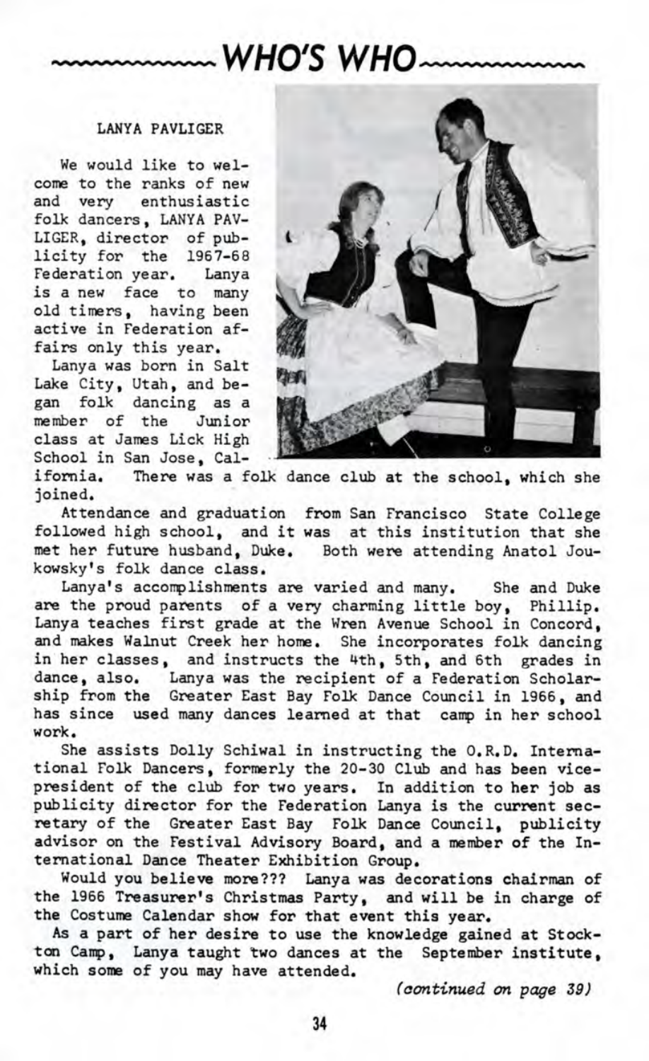# WHO'S WHO

## LANYA PAVLIGER

We would like to welcome to the ranks of new and very enthusiastic folk dancers, LANYA PAVLIGER, director of publicity for the 1967-68 Federation year. Lanya is a new face to many old timers, having been active in Federation affairs only this year.

Lanya was born in Salt Lake City, Utah, and began folk dancing as a member of the Junior class at James Lick High School in San Jose, California. There was a folk dance club at the school, which she joined.

Attendance and graduation from San Francisco State College followed high school, and it was at this institution that she met her future husband, Duke. Both were attending Anatol Joukowsky's folk dance class.

Lanya's accomplishments are varied and many. She and Duke are the proud parents of a very charming little boy, Phillip. Lanya teaches first grade at the Wren Avenue School in Concord, and makes Walnut Creek her home. She incorporates folk dancing in her classes, and instructs the 4th, 5th, and 6th grades in dance, also. Lanya was the recipient of a Federation Scholarship from the Greater East Bay Folk Dance Council in 1966, and has since used many dances learned at that camp in her school work.

She assists Dolly Schiwal in instructing the O.R.D. International Folk Dancers, formerly the 20-30 Club and has been vice-president of the club for two years. In addition to her job as publicity director for the Federation Lanya is the current secretary of the Greater East Bay Folk Dance Council, publicity advisor on the Festival Advisory Board, and a member of the International Dance Theater Exhibition Group.

Would you believe more??? Lanya was decorations chairman of the 1966 Treasurer's Christmas Party, and will be in charge of the Costume Calendar show for that event this year.

As a part of her desire to use the knowledge gained at Stockton Camp, Lanya taught two dances at the September institute, which some of you may have attended.

*(continued on page 39)*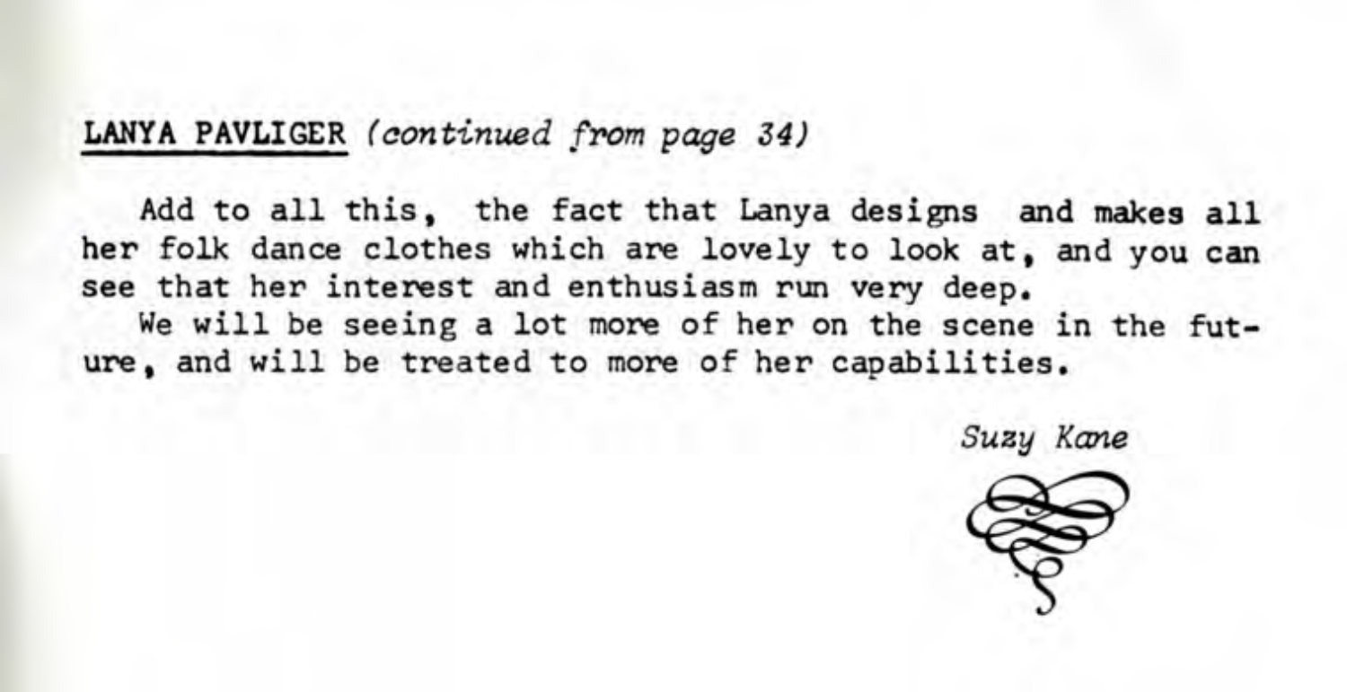**LANYA PAVLIGER** *(continued from page 34)*

Add to all this, the fact that Lanya designs and makes all her folk dance clothes which are lovely to look at, and you can see that her interest and enthusiasm run very deep.

We will be seeing a lot more of her on the scene in the future, and will be treated to more of her capabilities.

*Suzy Kane*